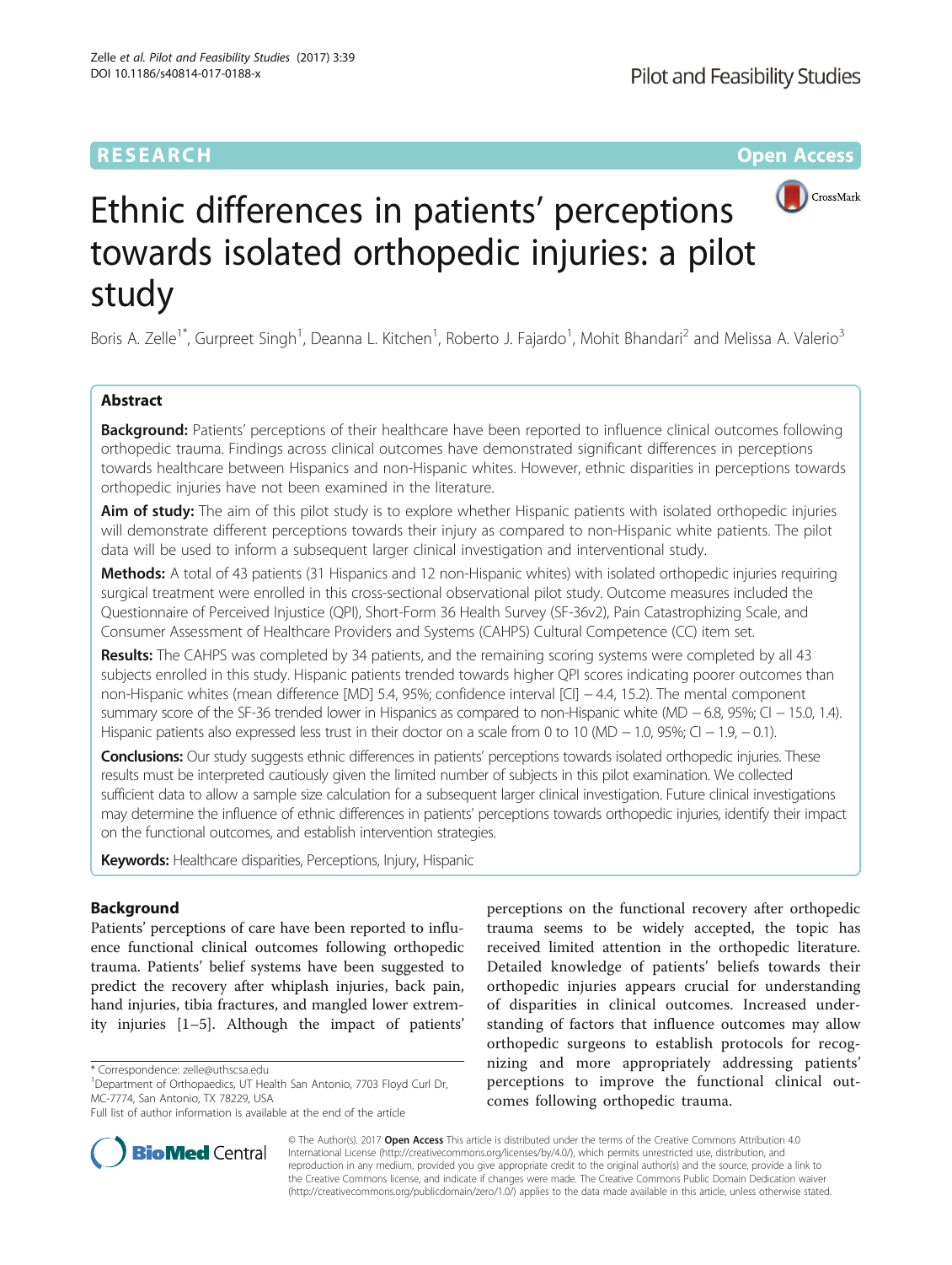RESEARCH Open Access

# Ethnic differences in patients' perceptions towards isolated orthopedic injuries: a pilot study

Boris A. Zelle[1*], Gurpreet Singh[1], Deanna L. Kitchen[1], Roberto J. Fajardo[1], Mohit Bhandari[2] and Melissa A. Valerio[3]

## Abstract

**Background:** Patients' perceptions of their healthcare have been reported to influence clinical outcomes following orthopedic trauma. Findings across clinical outcomes have demonstrated significant differences in perceptions towards healthcare between Hispanics and non-Hispanic whites. However, ethnic disparities in perceptions towards orthopedic injuries have not been examined in the literature.

**Aim of study:** The aim of this pilot study is to explore whether Hispanic patients with isolated orthopedic injuries will demonstrate different perceptions towards their injury as compared to non-Hispanic white patients. The pilot data will be used to inform a subsequent larger clinical investigation and interventional study.

**Methods:** A total of 43 patients (31 Hispanics and 12 non-Hispanic whites) with isolated orthopedic injuries requiring surgical treatment were enrolled in this cross-sectional observational pilot study. Outcome measures included the Questionnaire of Perceived Injustice (QPI), Short-Form 36 Health Survey (SF-36v2), Pain Catastrophizing Scale, and Consumer Assessment of Healthcare Providers and Systems (CAHPS) Cultural Competence (CC) item set.

**Results:** The CAHPS was completed by 34 patients, and the remaining scoring systems were completed by all 43 subjects enrolled in this study. Hispanic patients trended towards higher QPI scores indicating poorer outcomes than non-Hispanic whites (mean difference [MD] 5.4, 95%; confidence interval [CI] − 4.4, 15.2). The mental component summary score of the SF-36 trended lower in Hispanics as compared to non-Hispanic white (MD − 6.8, 95%; CI − 15.0, 1.4). Hispanic patients also expressed less trust in their doctor on a scale from 0 to 10 (MD − 1.0, 95%; CI − 1.9, − 0.1).

**Conclusions:** Our study suggests ethnic differences in patients' perceptions towards isolated orthopedic injuries. These results must be interpreted cautiously given the limited number of subjects in this pilot examination. We collected sufficient data to allow a sample size calculation for a subsequent larger clinical investigation. Future clinical investigations may determine the influence of ethnic differences in patients' perceptions towards orthopedic injuries, identify their impact on the functional outcomes, and establish intervention strategies.

**Keywords:** Healthcare disparities, Perceptions, Injury, Hispanic

## Background

Patients' perceptions of care have been reported to influence functional clinical outcomes following orthopedic trauma. Patients' belief systems have been suggested to predict the recovery after whiplash injuries, back pain, hand injuries, tibia fractures, and mangled lower extremity injuries [1–5]. Although the impact of patients' perceptions on the functional recovery after orthopedic trauma seems to be widely accepted, the topic has received limited attention in the orthopedic literature. Detailed knowledge of patients' beliefs towards their orthopedic injuries appears crucial for understanding of disparities in clinical outcomes. Increased understanding of factors that influence outcomes may allow orthopedic surgeons to establish protocols for recognizing and more appropriately addressing patients' perceptions to improve the functional clinical outcomes following orthopedic trauma.

\* Correspondence: zelle@uthscsa.edu

[1]Department of Orthopaedics, UT Health San Antonio, 7703 Floyd Curl Dr, MC-7774, San Antonio, TX 78229, USA

Full list of author information is available at the end of the article

© The Author(s). 2017 **Open Access** This article is distributed under the terms of the Creative Commons Attribution 4.0 International License (http://creativecommons.org/licenses/by/4.0/), which permits unrestricted use, distribution, and reproduction in any medium, provided you give appropriate credit to the original author(s) and the source, provide a link to the Creative Commons license, and indicate if changes were made. The Creative Commons Public Domain Dedication waiver (http://creativecommons.org/publicdomain/zero/1.0/) applies to the data made available in this article, unless otherwise stated.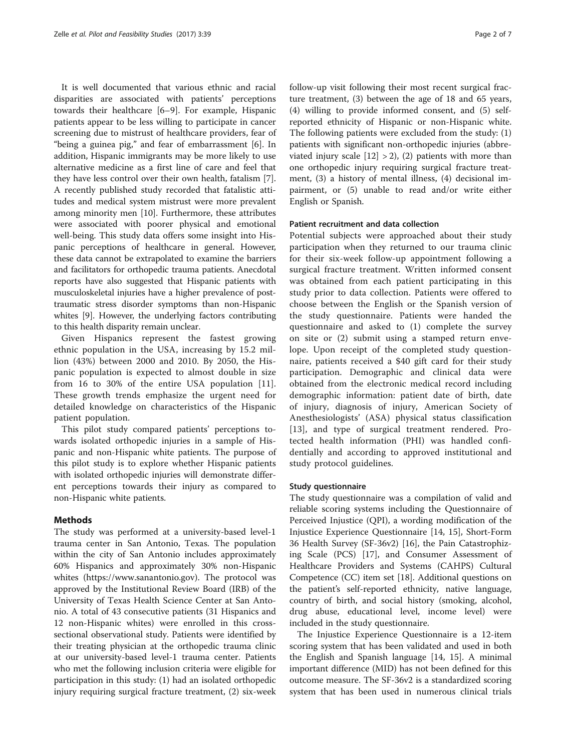It is well documented that various ethnic and racial disparities are associated with patients' perceptions towards their healthcare [6–9]. For example, Hispanic patients appear to be less willing to participate in cancer screening due to mistrust of healthcare providers, fear of "being a guinea pig," and fear of embarrassment [6]. In addition, Hispanic immigrants may be more likely to use alternative medicine as a first line of care and feel that they have less control over their own health, fatalism [7]. A recently published study recorded that fatalistic attitudes and medical system mistrust were more prevalent among minority men [10]. Furthermore, these attributes were associated with poorer physical and emotional well-being. This study data offers some insight into Hispanic perceptions of healthcare in general. However, these data cannot be extrapolated to examine the barriers and facilitators for orthopedic trauma patients. Anecdotal reports have also suggested that Hispanic patients with musculoskeletal injuries have a higher prevalence of post-traumatic stress disorder symptoms than non-Hispanic whites [9]. However, the underlying factors contributing to this health disparity remain unclear.

Given Hispanics represent the fastest growing ethnic population in the USA, increasing by 15.2 million (43%) between 2000 and 2010. By 2050, the Hispanic population is expected to almost double in size from 16 to 30% of the entire USA population [11]. These growth trends emphasize the urgent need for detailed knowledge on characteristics of the Hispanic patient population.

This pilot study compared patients' perceptions towards isolated orthopedic injuries in a sample of Hispanic and non-Hispanic white patients. The purpose of this pilot study is to explore whether Hispanic patients with isolated orthopedic injuries will demonstrate different perceptions towards their injury as compared to non-Hispanic white patients.

## Methods

The study was performed at a university-based level-1 trauma center in San Antonio, Texas. The population within the city of San Antonio includes approximately 60% Hispanics and approximately 30% non-Hispanic whites (https://www.sanantonio.gov). The protocol was approved by the Institutional Review Board (IRB) of the University of Texas Health Science Center at San Antonio. A total of 43 consecutive patients (31 Hispanics and 12 non-Hispanic whites) were enrolled in this cross-sectional observational study. Patients were identified by their treating physician at the orthopedic trauma clinic at our university-based level-1 trauma center. Patients who met the following inclusion criteria were eligible for participation in this study: (1) had an isolated orthopedic injury requiring surgical fracture treatment, (2) six-week follow-up visit following their most recent surgical fracture treatment, (3) between the age of 18 and 65 years, (4) willing to provide informed consent, and (5) self-reported ethnicity of Hispanic or non-Hispanic white. The following patients were excluded from the study: (1) patients with significant non-orthopedic injuries (abbreviated injury scale [12] > 2), (2) patients with more than one orthopedic injury requiring surgical fracture treatment, (3) a history of mental illness, (4) decisional impairment, or (5) unable to read and/or write either English or Spanish.

### Patient recruitment and data collection

Potential subjects were approached about their study participation when they returned to our trauma clinic for their six-week follow-up appointment following a surgical fracture treatment. Written informed consent was obtained from each patient participating in this study prior to data collection. Patients were offered to choose between the English or the Spanish version of the study questionnaire. Patients were handed the questionnaire and asked to (1) complete the survey on site or (2) submit using a stamped return envelope. Upon receipt of the completed study questionnaire, patients received a $40 gift card for their study participation. Demographic and clinical data were obtained from the electronic medical record including demographic information: patient date of birth, date of injury, diagnosis of injury, American Society of Anesthesiologists' (ASA) physical status classification [13], and type of surgical treatment rendered. Protected health information (PHI) was handled confidentially and according to approved institutional and study protocol guidelines.

### Study questionnaire

The study questionnaire was a compilation of valid and reliable scoring systems including the Questionnaire of Perceived Injustice (QPI), a wording modification of the Injustice Experience Questionnaire [14, 15], Short-Form 36 Health Survey (SF-36v2) [16], the Pain Catastrophizing Scale (PCS) [17], and Consumer Assessment of Healthcare Providers and Systems (CAHPS) Cultural Competence (CC) item set [18]. Additional questions on the patient's self-reported ethnicity, native language, country of birth, and social history (smoking, alcohol, drug abuse, educational level, income level) were included in the study questionnaire.

The Injustice Experience Questionnaire is a 12-item scoring system that has been validated and used in both the English and Spanish language [14, 15]. A minimal important difference (MID) has not been defined for this outcome measure. The SF-36v2 is a standardized scoring system that has been used in numerous clinical trials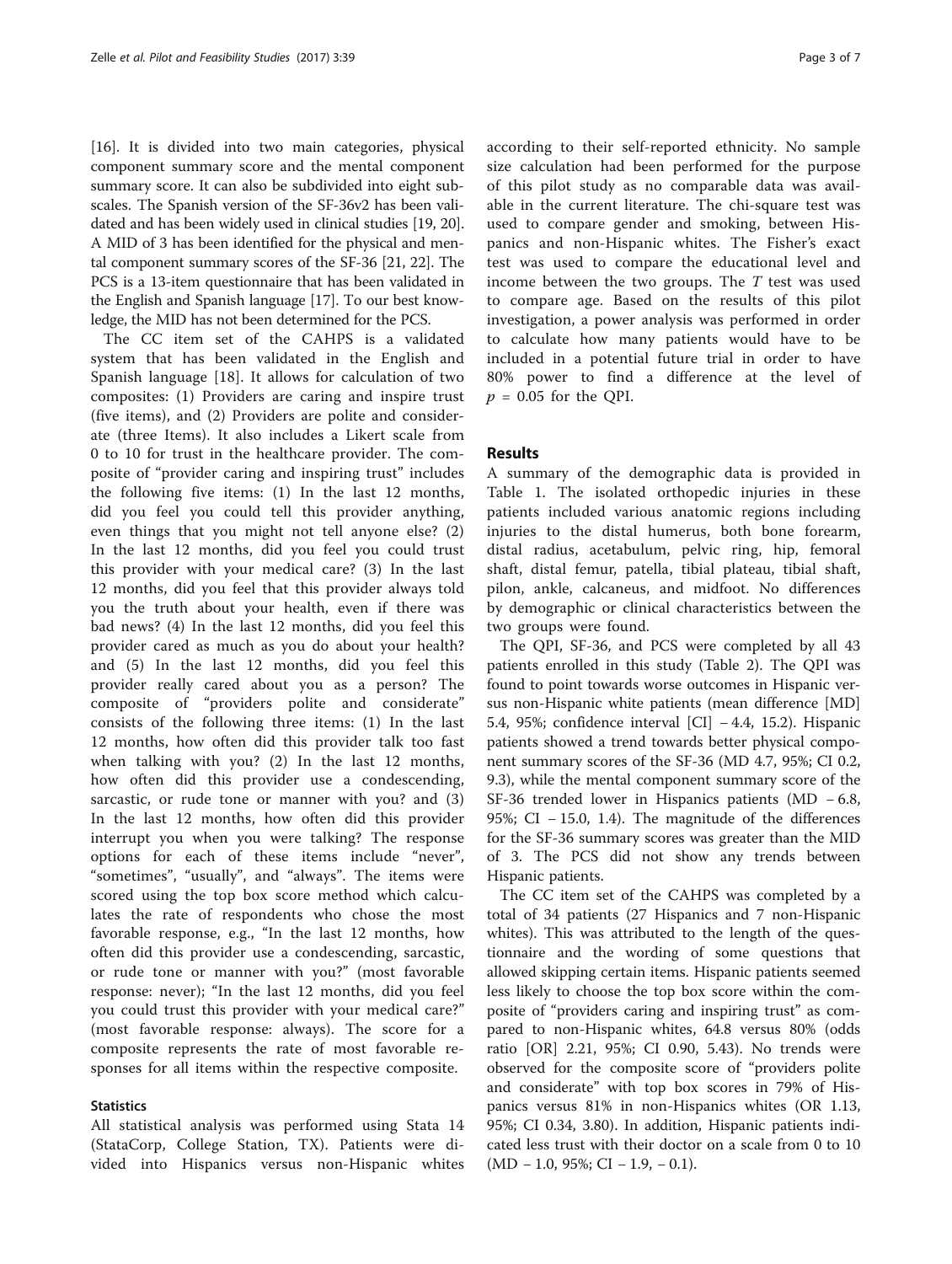[16]. It is divided into two main categories, physical component summary score and the mental component summary score. It can also be subdivided into eight subscales. The Spanish version of the SF-36v2 has been validated and has been widely used in clinical studies [19, 20]. A MID of 3 has been identified for the physical and mental component summary scores of the SF-36 [21, 22]. The PCS is a 13-item questionnaire that has been validated in the English and Spanish language [17]. To our best knowledge, the MID has not been determined for the PCS.

The CC item set of the CAHPS is a validated system that has been validated in the English and Spanish language [18]. It allows for calculation of two composites: (1) Providers are caring and inspire trust (five items), and (2) Providers are polite and considerate (three Items). It also includes a Likert scale from 0 to 10 for trust in the healthcare provider. The composite of "provider caring and inspiring trust" includes the following five items: (1) In the last 12 months, did you feel you could tell this provider anything, even things that you might not tell anyone else? (2) In the last 12 months, did you feel you could trust this provider with your medical care? (3) In the last 12 months, did you feel that this provider always told you the truth about your health, even if there was bad news? (4) In the last 12 months, did you feel this provider cared as much as you do about your health? and (5) In the last 12 months, did you feel this provider really cared about you as a person? The composite of "providers polite and considerate" consists of the following three items: (1) In the last 12 months, how often did this provider talk too fast when talking with you? (2) In the last 12 months, how often did this provider use a condescending, sarcastic, or rude tone or manner with you? and (3) In the last 12 months, how often did this provider interrupt you when you were talking? The response options for each of these items include "never", "sometimes", "usually", and "always". The items were scored using the top box score method which calculates the rate of respondents who chose the most favorable response, e.g., "In the last 12 months, how often did this provider use a condescending, sarcastic, or rude tone or manner with you?" (most favorable response: never); "In the last 12 months, did you feel you could trust this provider with your medical care?" (most favorable response: always). The score for a composite represents the rate of most favorable responses for all items within the respective composite.

### Statistics

All statistical analysis was performed using Stata 14 (StataCorp, College Station, TX). Patients were divided into Hispanics versus non-Hispanic whites according to their self-reported ethnicity. No sample size calculation had been performed for the purpose of this pilot study as no comparable data was available in the current literature. The chi-square test was used to compare gender and smoking, between Hispanics and non-Hispanic whites. The Fisher's exact test was used to compare the educational level and income between the two groups. The *T* test was used to compare age. Based on the results of this pilot investigation, a power analysis was performed in order to calculate how many patients would have to be included in a potential future trial in order to have 80% power to find a difference at the level of $p = 0.05$ for the QPI.

## Results

A summary of the demographic data is provided in Table 1. The isolated orthopedic injuries in these patients included various anatomic regions including injuries to the distal humerus, both bone forearm, distal radius, acetabulum, pelvic ring, hip, femoral shaft, distal femur, patella, tibial plateau, tibial shaft, pilon, ankle, calcaneus, and midfoot. No differences by demographic or clinical characteristics between the two groups were found.

The QPI, SF-36, and PCS were completed by all 43 patients enrolled in this study (Table 2). The QPI was found to point towards worse outcomes in Hispanic versus non-Hispanic white patients (mean difference [MD] 5.4, 95%; confidence interval [CI] − 4.4, 15.2). Hispanic patients showed a trend towards better physical component summary scores of the SF-36 (MD 4.7, 95%; CI 0.2, 9.3), while the mental component summary score of the SF-36 trended lower in Hispanics patients (MD − 6.8, 95%; CI − 15.0, 1.4). The magnitude of the differences for the SF-36 summary scores was greater than the MID of 3. The PCS did not show any trends between Hispanic patients.

The CC item set of the CAHPS was completed by a total of 34 patients (27 Hispanics and 7 non-Hispanic whites). This was attributed to the length of the questionnaire and the wording of some questions that allowed skipping certain items. Hispanic patients seemed less likely to choose the top box score within the composite of "providers caring and inspiring trust" as compared to non-Hispanic whites, 64.8 versus 80% (odds ratio [OR] 2.21, 95%; CI 0.90, 5.43). No trends were observed for the composite score of "providers polite and considerate" with top box scores in 79% of Hispanics versus 81% in non-Hispanics whites (OR 1.13, 95%; CI 0.34, 3.80). In addition, Hispanic patients indicated less trust with their doctor on a scale from 0 to 10 (MD − 1.0, 95%; CI − 1.9, − 0.1).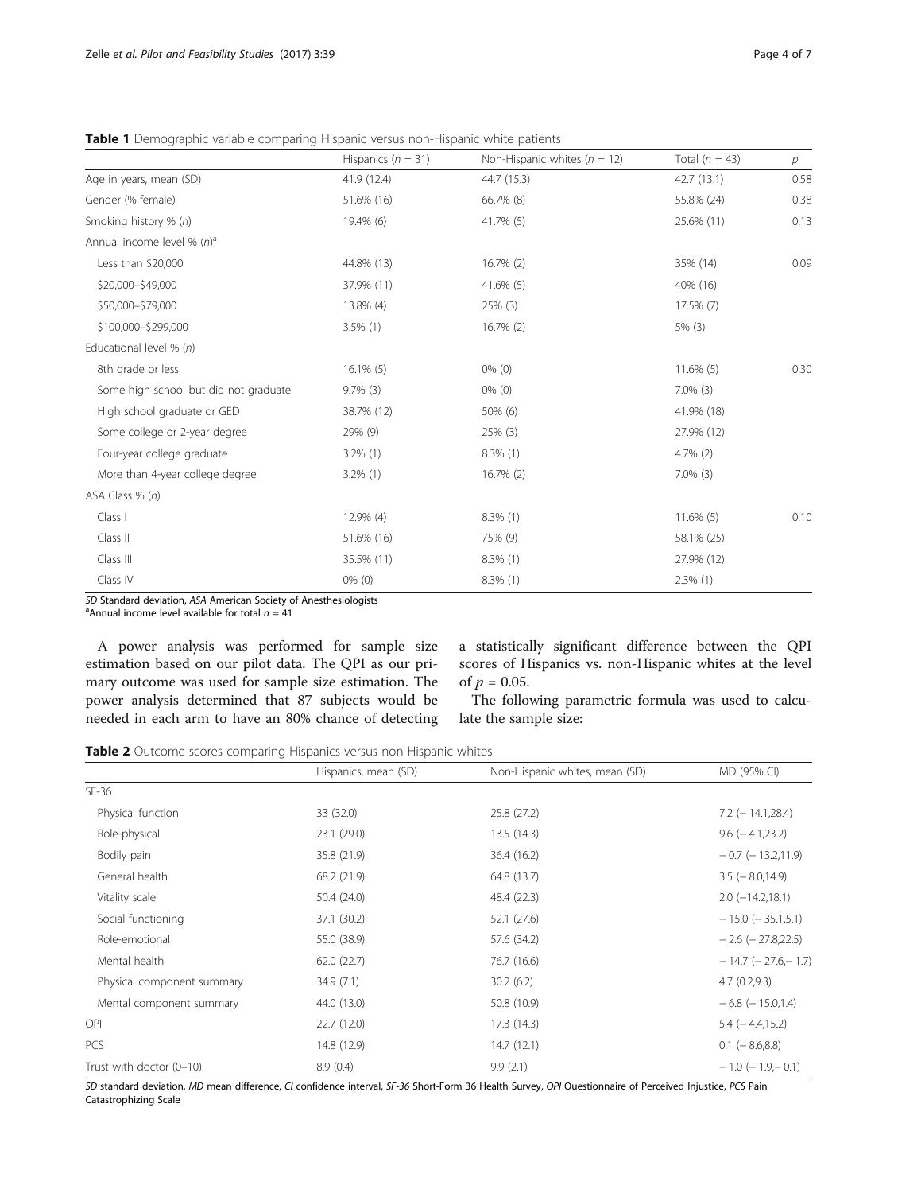**Table 1** Demographic variable comparing Hispanic versus non-Hispanic white patients

| | Hispanics ($n$ = 31) | Non-Hispanic whites ($n$ = 12) | Total ($n$ = 43) | $p$ |
|---|---|---|---|---|
| Age in years, mean (SD) | 41.9 (12.4) | 44.7 (15.3) | 42.7 (13.1) | 0.58 |
| Gender (% female) | 51.6% (16) | 66.7% (8) | 55.8% (24) | 0.38 |
| Smoking history % ($n$) | 19.4% (6) | 41.7% (5) | 25.6% (11) | 0.13 |
| Annual income level % ($n$)[a] | | | | |
| Less than $20,000 | 44.8% (13) | 16.7% (2) | 35% (14) | 0.09 |
| $20,000–$49,000 | 37.9% (11) | 41.6% (5) | 40% (16) | |
| $50,000–$79,000 | 13.8% (4) | 25% (3) | 17.5% (7) | |
| $100,000–$299,000 | 3.5% (1) | 16.7% (2) | 5% (3) | |
| Educational level % ($n$) | | | | |
| 8th grade or less | 16.1% (5) | 0% (0) | 11.6% (5) | 0.30 |
| Some high school but did not graduate | 9.7% (3) | 0% (0) | 7.0% (3) | |
| High school graduate or GED | 38.7% (12) | 50% (6) | 41.9% (18) | |
| Some college or 2-year degree | 29% (9) | 25% (3) | 27.9% (12) | |
| Four-year college graduate | 3.2% (1) | 8.3% (1) | 4.7% (2) | |
| More than 4-year college degree | 3.2% (1) | 16.7% (2) | 7.0% (3) | |
| ASA Class % ($n$) | | | | |
| Class I | 12.9% (4) | 8.3% (1) | 11.6% (5) | 0.10 |
| Class II | 51.6% (16) | 75% (9) | 58.1% (25) | |
| Class III | 35.5% (11) | 8.3% (1) | 27.9% (12) | |
| Class IV | 0% (0) | 8.3% (1) | 2.3% (1) | |

*SD* Standard deviation, *ASA* American Society of Anesthesiologists
[a]Annual income level available for total $n$ = 41

A power analysis was performed for sample size estimation based on our pilot data. The QPI as our primary outcome was used for sample size estimation. The power analysis determined that 87 subjects would be needed in each arm to have an 80% chance of detecting a statistically significant difference between the QPI scores of Hispanics vs. non-Hispanic whites at the level of $p = 0.05$.

The following parametric formula was used to calculate the sample size:

**Table 2** Outcome scores comparing Hispanics versus non-Hispanic whites

| | Hispanics, mean (SD) | Non-Hispanic whites, mean (SD) | MD (95% CI) |
|---|---|---|---|
| SF-36 | | | |
| Physical function | 33 (32.0) | 25.8 (27.2) | 7.2 (− 14.1,28.4) |
| Role-physical | 23.1 (29.0) | 13.5 (14.3) | 9.6 (− 4.1,23.2) |
| Bodily pain | 35.8 (21.9) | 36.4 (16.2) | − 0.7 (− 13.2,11.9) |
| General health | 68.2 (21.9) | 64.8 (13.7) | 3.5 (− 8.0,14.9) |
| Vitality scale | 50.4 (24.0) | 48.4 (22.3) | 2.0 (−14.2,18.1) |
| Social functioning | 37.1 (30.2) | 52.1 (27.6) | − 15.0 (− 35.1,5.1) |
| Role-emotional | 55.0 (38.9) | 57.6 (34.2) | − 2.6 (− 27.8,22.5) |
| Mental health | 62.0 (22.7) | 76.7 (16.6) | − 14.7 (− 27.6,− 1.7) |
| Physical component summary | 34.9 (7.1) | 30.2 (6.2) | 4.7 (0.2,9.3) |
| Mental component summary | 44.0 (13.0) | 50.8 (10.9) | − 6.8 (− 15.0,1.4) |
| QPI | 22.7 (12.0) | 17.3 (14.3) | 5.4 (− 4.4,15.2) |
| PCS | 14.8 (12.9) | 14.7 (12.1) | 0.1 (− 8.6,8.8) |
| Trust with doctor (0–10) | 8.9 (0.4) | 9.9 (2.1) | − 1.0 (− 1.9,− 0.1) |

*SD* standard deviation, *MD* mean difference, *CI* confidence interval, *SF-36* Short-Form 36 Health Survey, *QPI* Questionnaire of Perceived Injustice, *PCS* Pain Catastrophizing Scale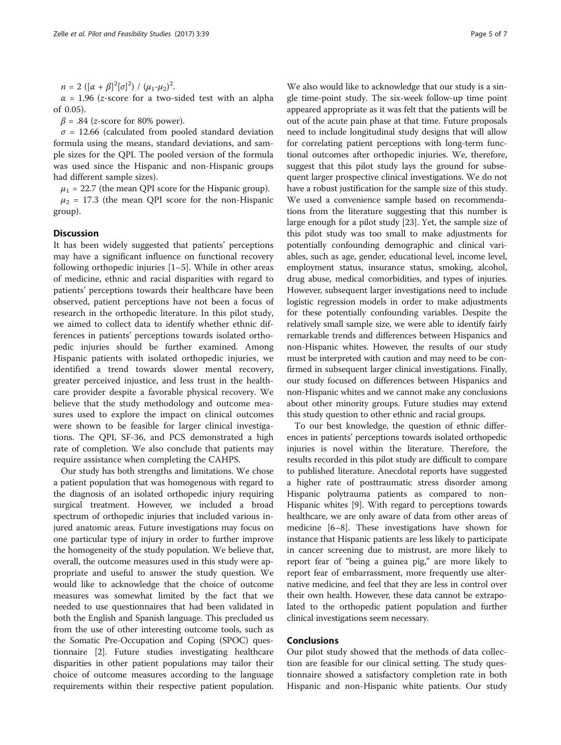$n = 2\ ([\alpha + \beta]^2[\sigma]^2)\ /\ (\mu_1\text{-}\mu_2)^2$.

$\alpha = 1.96$ (*z*-score for a two-sided test with an alpha of 0.05).

$\beta = .84$ (*z*-score for 80% power).

$\sigma = 12.66$ (calculated from pooled standard deviation formula using the means, standard deviations, and sample sizes for the QPI. The pooled version of the formula was used since the Hispanic and non-Hispanic groups had different sample sizes).

$\mu_1 = 22.7$ (the mean QPI score for the Hispanic group).

$\mu_2 = 17.3$ (the mean QPI score for the non-Hispanic group).

## Discussion

It has been widely suggested that patients' perceptions may have a significant influence on functional recovery following orthopedic injuries [1–5]. While in other areas of medicine, ethnic and racial disparities with regard to patients' perceptions towards their healthcare have been observed, patient perceptions have not been a focus of research in the orthopedic literature. In this pilot study, we aimed to collect data to identify whether ethnic differences in patients' perceptions towards isolated orthopedic injuries should be further examined. Among Hispanic patients with isolated orthopedic injuries, we identified a trend towards slower mental recovery, greater perceived injustice, and less trust in the healthcare provider despite a favorable physical recovery. We believe that the study methodology and outcome measures used to explore the impact on clinical outcomes were shown to be feasible for larger clinical investigations. The QPI, SF-36, and PCS demonstrated a high rate of completion. We also conclude that patients may require assistance when completing the CAHPS.

Our study has both strengths and limitations. We chose a patient population that was homogenous with regard to the diagnosis of an isolated orthopedic injury requiring surgical treatment. However, we included a broad spectrum of orthopedic injuries that included various injured anatomic areas. Future investigations may focus on one particular type of injury in order to further improve the homogeneity of the study population. We believe that, overall, the outcome measures used in this study were appropriate and useful to answer the study question. We would like to acknowledge that the choice of outcome measures was somewhat limited by the fact that we needed to use questionnaires that had been validated in both the English and Spanish language. This precluded us from the use of other interesting outcome tools, such as the Somatic Pre-Occupation and Coping (SPOC) questionnaire [2]. Future studies investigating healthcare disparities in other patient populations may tailor their choice of outcome measures according to the language requirements within their respective patient population. We also would like to acknowledge that our study is a single time-point study. The six-week follow-up time point appeared appropriate as it was felt that the patients will be out of the acute pain phase at that time. Future proposals need to include longitudinal study designs that will allow for correlating patient perceptions with long-term functional outcomes after orthopedic injuries. We, therefore, suggest that this pilot study lays the ground for subsequent larger prospective clinical investigations. We do not have a robust justification for the sample size of this study. We used a convenience sample based on recommendations from the literature suggesting that this number is large enough for a pilot study [23]. Yet, the sample size of this pilot study was too small to make adjustments for potentially confounding demographic and clinical variables, such as age, gender, educational level, income level, employment status, insurance status, smoking, alcohol, drug abuse, medical comorbidities, and types of injuries. However, subsequent larger investigations need to include logistic regression models in order to make adjustments for these potentially confounding variables. Despite the relatively small sample size, we were able to identify fairly remarkable trends and differences between Hispanics and non-Hispanic whites. However, the results of our study must be interpreted with caution and may need to be confirmed in subsequent larger clinical investigations. Finally, our study focused on differences between Hispanics and non-Hispanic whites and we cannot make any conclusions about other minority groups. Future studies may extend this study question to other ethnic and racial groups.

To our best knowledge, the question of ethnic differences in patients' perceptions towards isolated orthopedic injuries is novel within the literature. Therefore, the results recorded in this pilot study are difficult to compare to published literature. Anecdotal reports have suggested a higher rate of posttraumatic stress disorder among Hispanic polytrauma patients as compared to non-Hispanic whites [9]. With regard to perceptions towards healthcare, we are only aware of data from other areas of medicine [6–8]. These investigations have shown for instance that Hispanic patients are less likely to participate in cancer screening due to mistrust, are more likely to report fear of "being a guinea pig," are more likely to report fear of embarrassment, more frequently use alternative medicine, and feel that they are less in control over their own health. However, these data cannot be extrapolated to the orthopedic patient population and further clinical investigations seem necessary.

## Conclusions

Our pilot study showed that the methods of data collection are feasible for our clinical setting. The study questionnaire showed a satisfactory completion rate in both Hispanic and non-Hispanic white patients. Our study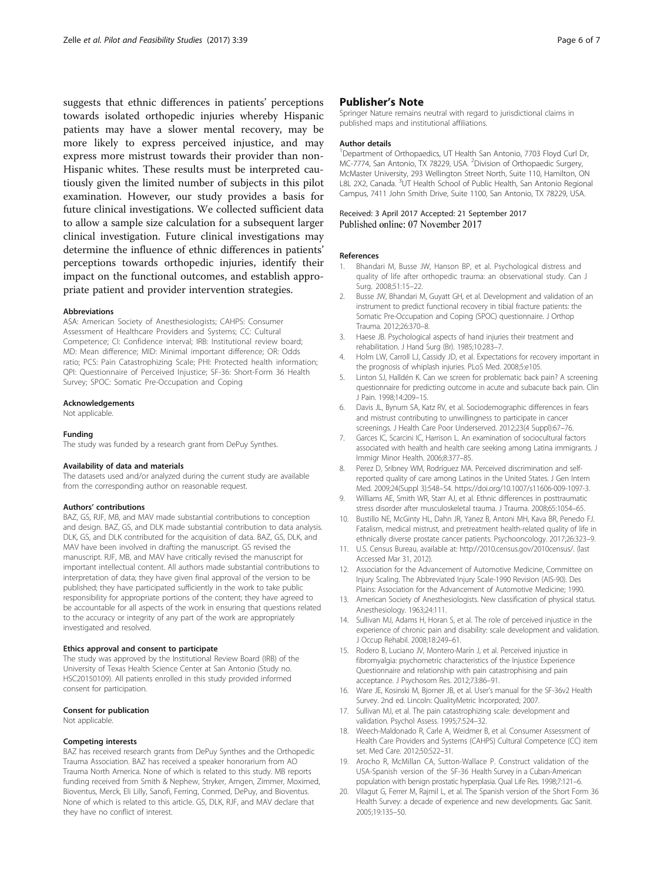suggests that ethnic differences in patients' perceptions towards isolated orthopedic injuries whereby Hispanic patients may have a slower mental recovery, may be more likely to express perceived injustice, and may express more mistrust towards their provider than non-Hispanic whites. These results must be interpreted cautiously given the limited number of subjects in this pilot examination. However, our study provides a basis for future clinical investigations. We collected sufficient data to allow a sample size calculation for a subsequent larger clinical investigation. Future clinical investigations may determine the influence of ethnic differences in patients' perceptions towards orthopedic injuries, identify their impact on the functional outcomes, and establish appropriate patient and provider intervention strategies.

#### Abbreviations

ASA: American Society of Anesthesiologists; CAHPS: Consumer Assessment of Healthcare Providers and Systems; CC: Cultural Competence; CI: Confidence interval; IRB: Institutional review board; MD: Mean difference; MID: Minimal important difference; OR: Odds ratio; PCS: Pain Catastrophizing Scale; PHI: Protected health information; QPI: Questionnaire of Perceived Injustice; SF-36: Short-Form 36 Health Survey; SPOC: Somatic Pre-Occupation and Coping

#### Acknowledgements

Not applicable.

#### Funding

The study was funded by a research grant from DePuy Synthes.

#### Availability of data and materials

The datasets used and/or analyzed during the current study are available from the corresponding author on reasonable request.

#### Authors' contributions

BAZ, GS, RJF, MB, and MAV made substantial contributions to conception and design. BAZ, GS, and DLK made substantial contribution to data analysis. DLK, GS, and DLK contributed for the acquisition of data. BAZ, GS, DLK, and MAV have been involved in drafting the manuscript. GS revised the manuscript. RJF, MB, and MAV have critically revised the manuscript for important intellectual content. All authors made substantial contributions to interpretation of data; they have given final approval of the version to be published; they have participated sufficiently in the work to take public responsibility for appropriate portions of the content; they have agreed to be accountable for all aspects of the work in ensuring that questions related to the accuracy or integrity of any part of the work are appropriately investigated and resolved.

#### Ethics approval and consent to participate

The study was approved by the Institutional Review Board (IRB) of the University of Texas Health Science Center at San Antonio (Study no. HSC20150109). All patients enrolled in this study provided informed consent for participation.

#### Consent for publication

Not applicable.

#### Competing interests

BAZ has received research grants from DePuy Synthes and the Orthopedic Trauma Association. BAZ has received a speaker honorarium from AO Trauma North America. None of which is related to this study. MB reports funding received from Smith & Nephew, Stryker, Amgen, Zimmer, Moximed, Bioventus, Merck, Eli Lilly, Sanofi, Ferring, Conmed, DePuy, and Bioventus. None of which is related to this article. GS, DLK, RJF, and MAV declare that they have no conflict of interest.

## Publisher's Note

Springer Nature remains neutral with regard to jurisdictional claims in published maps and institutional affiliations.

#### Author details

[1]Department of Orthopaedics, UT Health San Antonio, 7703 Floyd Curl Dr, MC-7774, San Antonio, TX 78229, USA. [2]Division of Orthopaedic Surgery, McMaster University, 293 Wellington Street North, Suite 110, Hamilton, ON L8L 2X2, Canada. [3]UT Health School of Public Health, San Antonio Regional Campus, 7411 John Smith Drive, Suite 1100, San Antonio, TX 78229, USA.

Received: 3 April 2017 Accepted: 21 September 2017
Published online: 07 November 2017

#### References

1. Bhandari M, Busse JW, Hanson BP, et al. Psychological distress and quality of life after orthopedic trauma: an observational study. Can J Surg. 2008;51:15–22.
2. Busse JW, Bhandari M, Guyatt GH, et al. Development and validation of an instrument to predict functional recovery in tibial fracture patients: the Somatic Pre-Occupation and Coping (SPOC) questionnaire. J Orthop Trauma. 2012;26:370–8.
3. Haese JB. Psychological aspects of hand injuries their treatment and rehabilitation. J Hand Surg (Br). 1985;10:283–7.
4. Holm LW, Carroll LJ, Cassidy JD, et al. Expectations for recovery important in the prognosis of whiplash injuries. PLoS Med. 2008;5:e105.
5. Linton SJ, Halldén K. Can we screen for problematic back pain? A screening questionnaire for predicting outcome in acute and subacute back pain. Clin J Pain. 1998;14:209–15.
6. Davis JL, Bynum SA, Katz RV, et al. Sociodemographic differences in fears and mistrust contributing to unwillingness to participate in cancer screenings. J Health Care Poor Underserved. 2012;23(4 Suppl):67–76.
7. Garces IC, Scarcini IC, Harrison L. An examination of sociocultural factors associated with health and health care seeking among Latina immigrants. J Immigr Minor Health. 2006;8:377–85.
8. Perez D, Sribney WM, Rodríguez MA. Perceived discrimination and self-reported quality of care among Latinos in the United States. J Gen Intern Med. 2009;24(Suppl 3):548–54. https://doi.org/10.1007/s11606-009-1097-3.
9. Williams AE, Smith WR, Starr AJ, et al. Ethnic differences in posttraumatic stress disorder after musculoskeletal trauma. J Trauma. 2008;65:1054–65.
10. Bustillo NE, McGinty HL, Dahn JR, Yanez B, Antoni MH, Kava BR, Penedo FJ. Fatalism, medical mistrust, and pretreatment health-related quality of life in ethnically diverse prostate cancer patients. Psychooncology. 2017;26:323–9.
11. U.S. Census Bureau, available at: http://2010.census.gov/2010census/. (last Accessed Mar 31, 2012).
12. Association for the Advancement of Automotive Medicine, Committee on Injury Scaling. The Abbreviated Injury Scale-1990 Revision (AIS-90). Des Plains: Association for the Advancement of Automotive Medicine; 1990.
13. American Society of Anesthesiologists. New classification of physical status. Anesthesiology. 1963;24:111.
14. Sullivan MJ, Adams H, Horan S, et al. The role of perceived injustice in the experience of chronic pain and disability: scale development and validation. J Occup Rehabil. 2008;18:249–61.
15. Rodero B, Luciano JV, Montero-Marín J, et al. Perceived injustice in fibromyalgia: psychometric characteristics of the Injustice Experience Questionnaire and relationship with pain catastrophising and pain acceptance. J Psychosom Res. 2012;73:86–91.
16. Ware JE, Kosinski M, Bjorner JB, et al. User's manual for the SF-36v2 Health Survey. 2nd ed. Lincoln: QualityMetric Incorporated; 2007.
17. Sullivan MJ, et al. The pain catastrophizing scale: development and validation. Psychol Assess. 1995;7:524–32.
18. Weech-Maldonado R, Carle A, Weidmer B, et al. Consumer Assessment of Health Care Providers and Systems (CAHPS) Cultural Competence (CC) item set. Med Care. 2012;50:S22–31.
19. Arocho R, McMillan CA, Sutton-Wallace P. Construct validation of the USA-Spanish version of the SF-36 Health Survey in a Cuban-American population with benign prostatic hyperplasia. Qual Life Res. 1998;7:121–6.
20. Vilagut G, Ferrer M, Rajmil L, et al. The Spanish version of the Short Form 36 Health Survey: a decade of experience and new developments. Gac Sanit. 2005;19:135–50.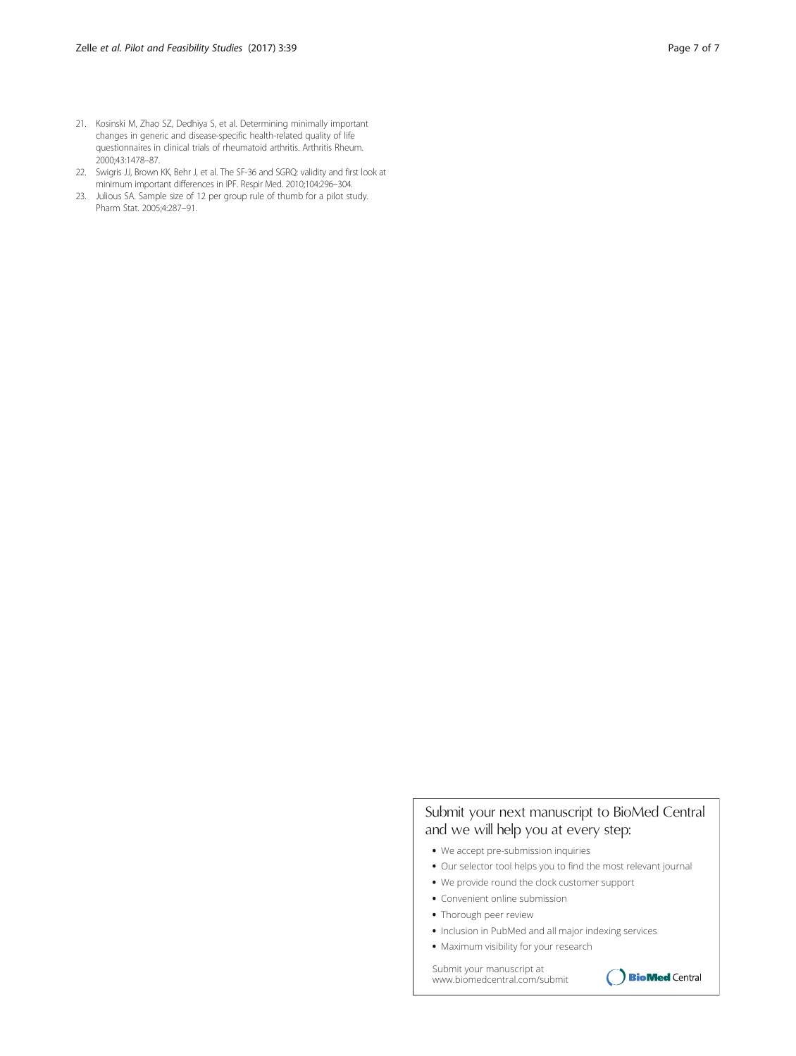21. Kosinski M, Zhao SZ, Dedhiya S, et al. Determining minimally important changes in generic and disease-specific health-related quality of life questionnaires in clinical trials of rheumatoid arthritis. Arthritis Rheum. 2000;43:1478–87.
22. Swigris JJ, Brown KK, Behr J, et al. The SF-36 and SGRQ: validity and first look at minimum important differences in IPF. Respir Med. 2010;104:296–304.
23. Julious SA. Sample size of 12 per group rule of thumb for a pilot study. Pharm Stat. 2005;4:287–91.

Submit your next manuscript to BioMed Central and we will help you at every step:

- We accept pre-submission inquiries
- Our selector tool helps you to find the most relevant journal
- We provide round the clock customer support
- Convenient online submission
- Thorough peer review
- Inclusion in PubMed and all major indexing services
- Maximum visibility for your research

Submit your manuscript at
www.biomedcentral.com/submit

BioMed Central